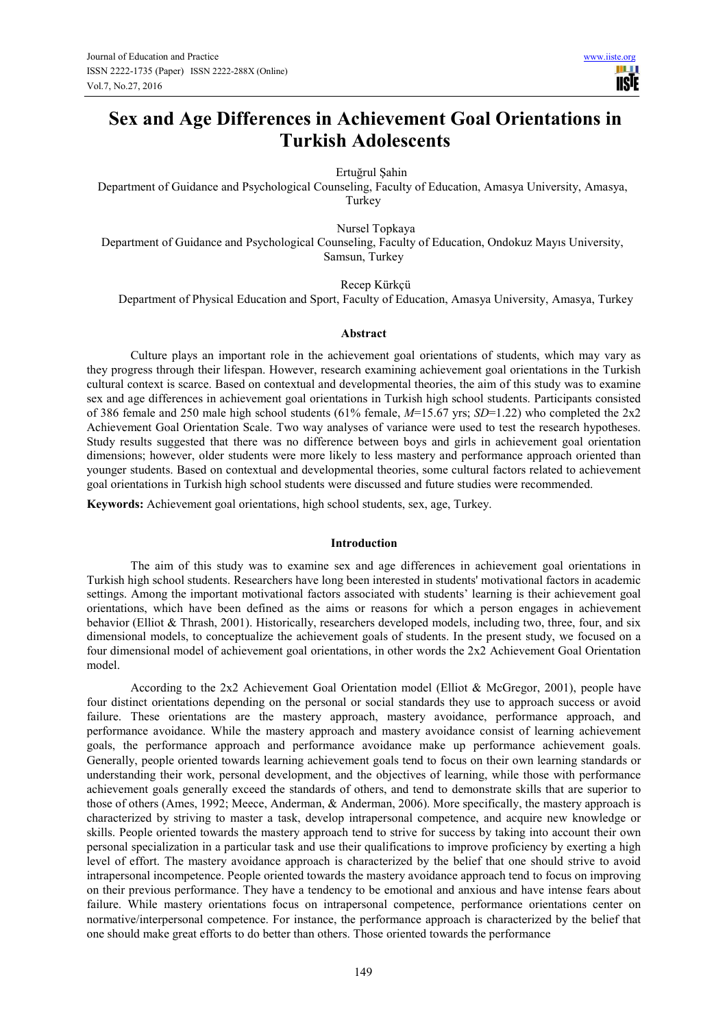# Sex and Age Differences in Achievement Goal Orientations in Turkish Adolescents

Ertuğrul Şahin

Department of Guidance and Psychological Counseling, Faculty of Education, Amasya University, Amasya, Turkey

Nursel Topkaya

Department of Guidance and Psychological Counseling, Faculty of Education, Ondokuz Mayıs University, Samsun, Turkey

Recep Kürkçü

Department of Physical Education and Sport, Faculty of Education, Amasya University, Amasya, Turkey

## Abstract

Culture plays an important role in the achievement goal orientations of students, which may vary as they progress through their lifespan. However, research examining achievement goal orientations in the Turkish cultural context is scarce. Based on contextual and developmental theories, the aim of this study was to examine sex and age differences in achievement goal orientations in Turkish high school students. Participants consisted of 386 female and 250 male high school students (61% female, *M*=15.67 yrs; *SD*=1.22) who completed the 2x2 Achievement Goal Orientation Scale. Two way analyses of variance were used to test the research hypotheses. Study results suggested that there was no difference between boys and girls in achievement goal orientation dimensions; however, older students were more likely to less mastery and performance approach oriented than younger students. Based on contextual and developmental theories, some cultural factors related to achievement goal orientations in Turkish high school students were discussed and future studies were recommended.

**Keywords:** Achievement goal orientations, high school students, sex, age, Turkey.

## Introduction

The aim of this study was to examine sex and age differences in achievement goal orientations in Turkish high school students. Researchers have long been interested in students' motivational factors in academic settings. Among the important motivational factors associated with students' learning is their achievement goal orientations, which have been defined as the aims or reasons for which a person engages in achievement behavior (Elliot & Thrash, 2001). Historically, researchers developed models, including two, three, four, and six dimensional models, to conceptualize the achievement goals of students. In the present study, we focused on a four dimensional model of achievement goal orientations, in other words the 2x2 Achievement Goal Orientation model.

According to the 2x2 Achievement Goal Orientation model (Elliot & McGregor, 2001), people have four distinct orientations depending on the personal or social standards they use to approach success or avoid failure. These orientations are the mastery approach, mastery avoidance, performance approach, and performance avoidance. While the mastery approach and mastery avoidance consist of learning achievement goals, the performance approach and performance avoidance make up performance achievement goals. Generally, people oriented towards learning achievement goals tend to focus on their own learning standards or understanding their work, personal development, and the objectives of learning, while those with performance achievement goals generally exceed the standards of others, and tend to demonstrate skills that are superior to those of others (Ames, 1992; Meece, Anderman, & Anderman, 2006). More specifically, the mastery approach is characterized by striving to master a task, develop intrapersonal competence, and acquire new knowledge or skills. People oriented towards the mastery approach tend to strive for success by taking into account their own personal specialization in a particular task and use their qualifications to improve proficiency by exerting a high level of effort. The mastery avoidance approach is characterized by the belief that one should strive to avoid intrapersonal incompetence. People oriented towards the mastery avoidance approach tend to focus on improving on their previous performance. They have a tendency to be emotional and anxious and have intense fears about failure. While mastery orientations focus on intrapersonal competence, performance orientations center on normative/interpersonal competence. For instance, the performance approach is characterized by the belief that one should make great efforts to do better than others. Those oriented towards the performance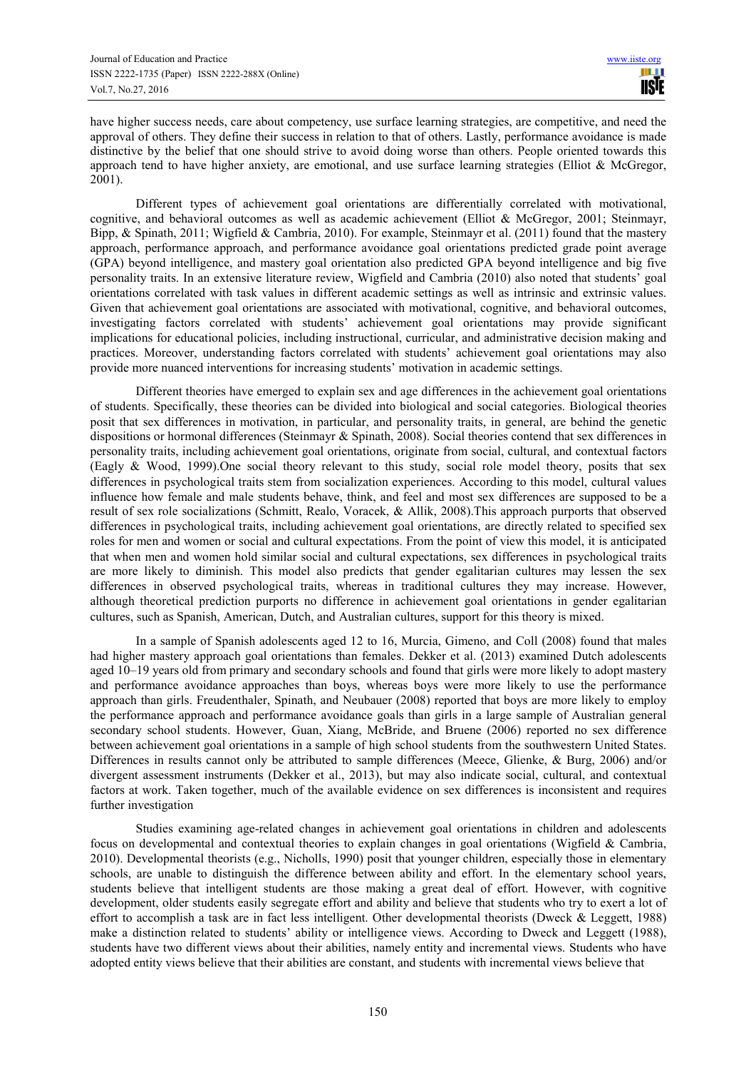have higher success needs, care about competency, use surface learning strategies, are competitive, and need the approval of others. They define their success in relation to that of others. Lastly, performance avoidance is made distinctive by the belief that one should strive to avoid doing worse than others. People oriented towards this approach tend to have higher anxiety, are emotional, and use surface learning strategies (Elliot & McGregor, 2001).

Different types of achievement goal orientations are differentially correlated with motivational, cognitive, and behavioral outcomes as well as academic achievement (Elliot & McGregor, 2001; Steinmayr, Bipp, & Spinath, 2011; Wigfield & Cambria, 2010). For example, Steinmayr et al. (2011) found that the mastery approach, performance approach, and performance avoidance goal orientations predicted grade point average (GPA) beyond intelligence, and mastery goal orientation also predicted GPA beyond intelligence and big five personality traits. In an extensive literature review, Wigfield and Cambria (2010) also noted that students' goal orientations correlated with task values in different academic settings as well as intrinsic and extrinsic values. Given that achievement goal orientations are associated with motivational, cognitive, and behavioral outcomes, investigating factors correlated with students' achievement goal orientations may provide significant implications for educational policies, including instructional, curricular, and administrative decision making and practices. Moreover, understanding factors correlated with students' achievement goal orientations may also provide more nuanced interventions for increasing students' motivation in academic settings.

Different theories have emerged to explain sex and age differences in the achievement goal orientations of students. Specifically, these theories can be divided into biological and social categories. Biological theories posit that sex differences in motivation, in particular, and personality traits, in general, are behind the genetic dispositions or hormonal differences (Steinmayr & Spinath, 2008). Social theories contend that sex differences in personality traits, including achievement goal orientations, originate from social, cultural, and contextual factors (Eagly & Wood, 1999).One social theory relevant to this study, social role model theory, posits that sex differences in psychological traits stem from socialization experiences. According to this model, cultural values influence how female and male students behave, think, and feel and most sex differences are supposed to be a result of sex role socializations (Schmitt, Realo, Voracek, & Allik, 2008).This approach purports that observed differences in psychological traits, including achievement goal orientations, are directly related to specified sex roles for men and women or social and cultural expectations. From the point of view this model, it is anticipated that when men and women hold similar social and cultural expectations, sex differences in psychological traits are more likely to diminish. This model also predicts that gender egalitarian cultures may lessen the sex differences in observed psychological traits, whereas in traditional cultures they may increase. However, although theoretical prediction purports no difference in achievement goal orientations in gender egalitarian cultures, such as Spanish, American, Dutch, and Australian cultures, support for this theory is mixed.

In a sample of Spanish adolescents aged 12 to 16, Murcia, Gimeno, and Coll (2008) found that males had higher mastery approach goal orientations than females. Dekker et al. (2013) examined Dutch adolescents aged 10–19 years old from primary and secondary schools and found that girls were more likely to adopt mastery and performance avoidance approaches than boys, whereas boys were more likely to use the performance approach than girls. Freudenthaler, Spinath, and Neubauer (2008) reported that boys are more likely to employ the performance approach and performance avoidance goals than girls in a large sample of Australian general secondary school students. However, Guan, Xiang, McBride, and Bruene (2006) reported no sex difference between achievement goal orientations in a sample of high school students from the southwestern United States. Differences in results cannot only be attributed to sample differences (Meece, Glienke, & Burg, 2006) and/or divergent assessment instruments (Dekker et al., 2013), but may also indicate social, cultural, and contextual factors at work. Taken together, much of the available evidence on sex differences is inconsistent and requires further investigation

Studies examining age-related changes in achievement goal orientations in children and adolescents focus on developmental and contextual theories to explain changes in goal orientations (Wigfield & Cambria, 2010). Developmental theorists (e.g., Nicholls, 1990) posit that younger children, especially those in elementary schools, are unable to distinguish the difference between ability and effort. In the elementary school years, students believe that intelligent students are those making a great deal of effort. However, with cognitive development, older students easily segregate effort and ability and believe that students who try to exert a lot of effort to accomplish a task are in fact less intelligent. Other developmental theorists (Dweck & Leggett, 1988) make a distinction related to students' ability or intelligence views. According to Dweck and Leggett (1988), students have two different views about their abilities, namely entity and incremental views. Students who have adopted entity views believe that their abilities are constant, and students with incremental views believe that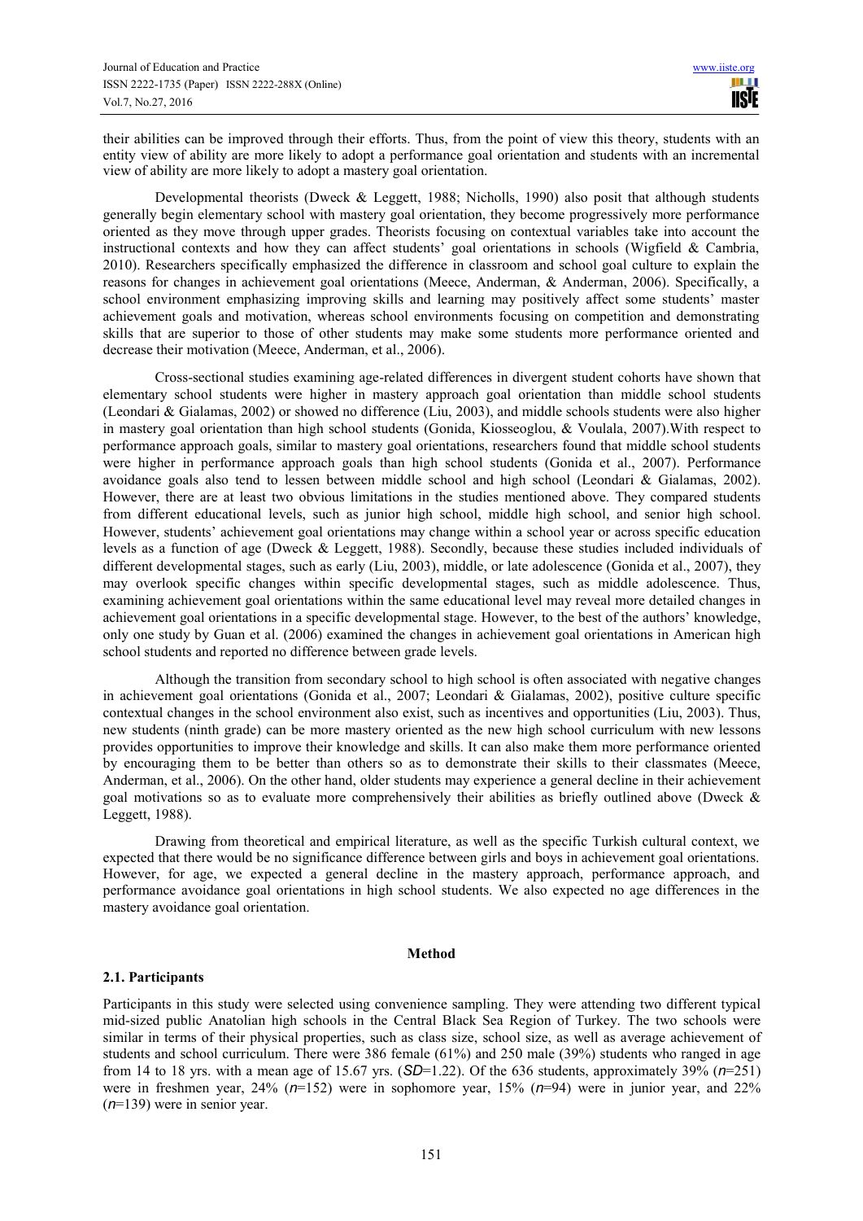their abilities can be improved through their efforts. Thus, from the point of view this theory, students with an entity view of ability are more likely to adopt a performance goal orientation and students with an incremental view of ability are more likely to adopt a mastery goal orientation.

Developmental theorists (Dweck & Leggett, 1988; Nicholls, 1990) also posit that although students generally begin elementary school with mastery goal orientation, they become progressively more performance oriented as they move through upper grades. Theorists focusing on contextual variables take into account the instructional contexts and how they can affect students' goal orientations in schools (Wigfield & Cambria, 2010). Researchers specifically emphasized the difference in classroom and school goal culture to explain the reasons for changes in achievement goal orientations (Meece, Anderman, & Anderman, 2006). Specifically, a school environment emphasizing improving skills and learning may positively affect some students' master achievement goals and motivation, whereas school environments focusing on competition and demonstrating skills that are superior to those of other students may make some students more performance oriented and decrease their motivation (Meece, Anderman, et al., 2006).

Cross-sectional studies examining age-related differences in divergent student cohorts have shown that elementary school students were higher in mastery approach goal orientation than middle school students (Leondari & Gialamas, 2002) or showed no difference (Liu, 2003), and middle schools students were also higher in mastery goal orientation than high school students (Gonida, Kiosseoglou, & Voulala, 2007).With respect to performance approach goals, similar to mastery goal orientations, researchers found that middle school students were higher in performance approach goals than high school students (Gonida et al., 2007). Performance avoidance goals also tend to lessen between middle school and high school (Leondari & Gialamas, 2002). However, there are at least two obvious limitations in the studies mentioned above. They compared students from different educational levels, such as junior high school, middle high school, and senior high school. However, students' achievement goal orientations may change within a school year or across specific education levels as a function of age (Dweck & Leggett, 1988). Secondly, because these studies included individuals of different developmental stages, such as early (Liu, 2003), middle, or late adolescence (Gonida et al., 2007), they may overlook specific changes within specific developmental stages, such as middle adolescence. Thus, examining achievement goal orientations within the same educational level may reveal more detailed changes in achievement goal orientations in a specific developmental stage. However, to the best of the authors' knowledge, only one study by Guan et al. (2006) examined the changes in achievement goal orientations in American high school students and reported no difference between grade levels.

Although the transition from secondary school to high school is often associated with negative changes in achievement goal orientations (Gonida et al., 2007; Leondari & Gialamas, 2002), positive culture specific contextual changes in the school environment also exist, such as incentives and opportunities (Liu, 2003). Thus, new students (ninth grade) can be more mastery oriented as the new high school curriculum with new lessons provides opportunities to improve their knowledge and skills. It can also make them more performance oriented by encouraging them to be better than others so as to demonstrate their skills to their classmates (Meece, Anderman, et al., 2006). On the other hand, older students may experience a general decline in their achievement goal motivations so as to evaluate more comprehensively their abilities as briefly outlined above (Dweck & Leggett, 1988).

Drawing from theoretical and empirical literature, as well as the specific Turkish cultural context, we expected that there would be no significance difference between girls and boys in achievement goal orientations. However, for age, we expected a general decline in the mastery approach, performance approach, and performance avoidance goal orientations in high school students. We also expected no age differences in the mastery avoidance goal orientation.

## Method

### 2.1. Participants

Participants in this study were selected using convenience sampling. They were attending two different typical mid-sized public Anatolian high schools in the Central Black Sea Region of Turkey. The two schools were similar in terms of their physical properties, such as class size, school size, as well as average achievement of students and school curriculum. There were 386 female (61%) and 250 male (39%) students who ranged in age from 14 to 18 yrs. with a mean age of 15.67 yrs. ($SD$=1.22). Of the 636 students, approximately 39% ($n$=251) were in freshmen year, 24% ($n$=152) were in sophomore year, 15% ($n$=94) were in junior year, and 22% ($n$=139) were in senior year.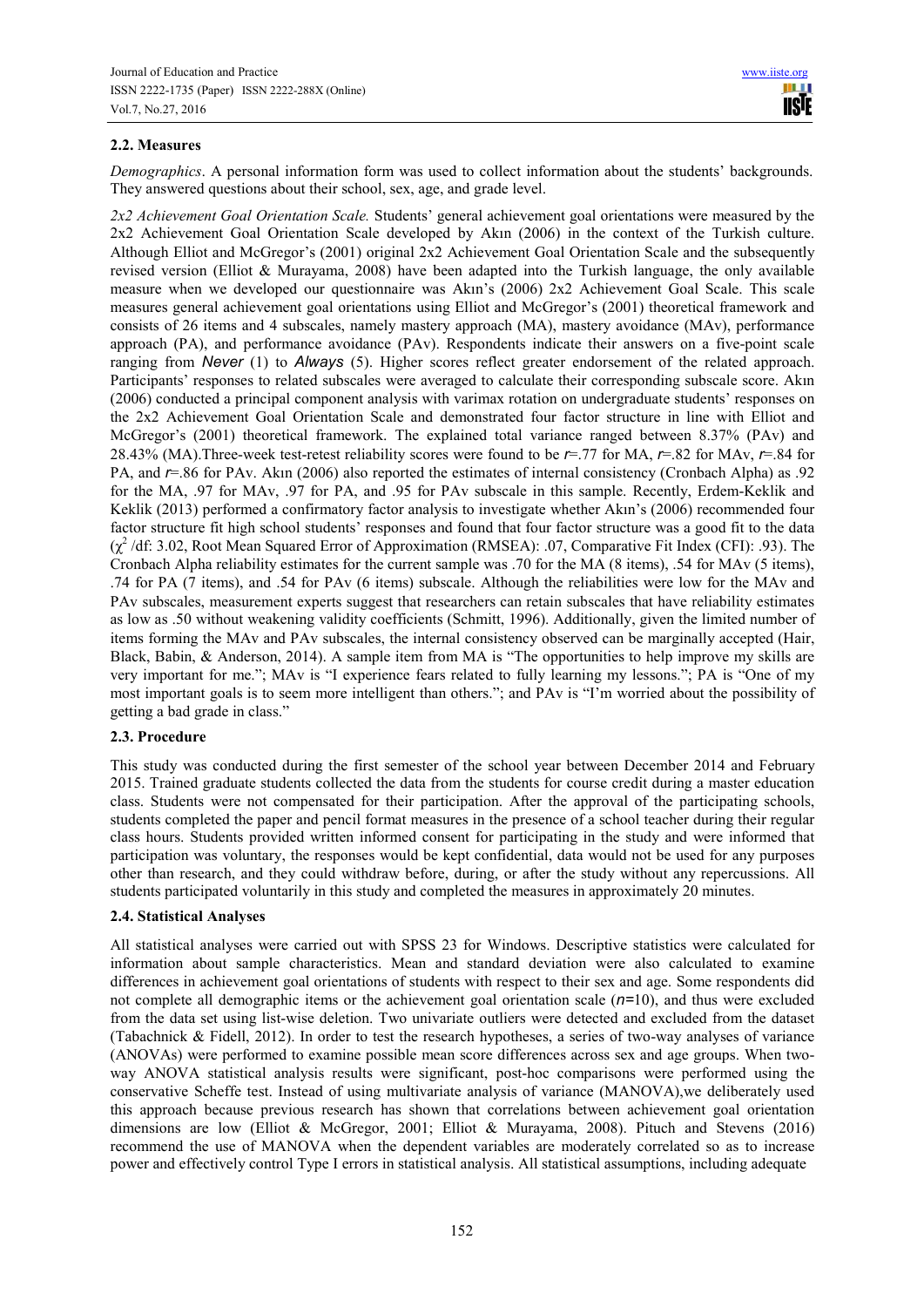### 2.2. Measures

*Demographics*. A personal information form was used to collect information about the students' backgrounds. They answered questions about their school, sex, age, and grade level.

*2x2 Achievement Goal Orientation Scale.* Students' general achievement goal orientations were measured by the 2x2 Achievement Goal Orientation Scale developed by Akın (2006) in the context of the Turkish culture. Although Elliot and McGregor's (2001) original 2x2 Achievement Goal Orientation Scale and the subsequently revised version (Elliot & Murayama, 2008) have been adapted into the Turkish language, the only available measure when we developed our questionnaire was Akın's (2006) 2x2 Achievement Goal Scale. This scale measures general achievement goal orientations using Elliot and McGregor's (2001) theoretical framework and consists of 26 items and 4 subscales, namely mastery approach (MA), mastery avoidance (MAv), performance approach (PA), and performance avoidance (PAv). Respondents indicate their answers on a five-point scale ranging from *Never* (1) to *Always* (5). Higher scores reflect greater endorsement of the related approach. Participants' responses to related subscales were averaged to calculate their corresponding subscale score. Akın (2006) conducted a principal component analysis with varimax rotation on undergraduate students' responses on the 2x2 Achievement Goal Orientation Scale and demonstrated four factor structure in line with Elliot and McGregor's (2001) theoretical framework. The explained total variance ranged between 8.37% (PAv) and 28.43% (MA).Three-week test-retest reliability scores were found to be $r$=.77 for MA, $r$=.82 for MAv, $r$=.84 for PA, and $r$=.86 for PAv. Akın (2006) also reported the estimates of internal consistency (Cronbach Alpha) as .92 for the MA, .97 for MAv, .97 for PA and .95 for PAv subscale in this sample. Recently, Erdem-Keklik and Keklik (2013) performed a confirmatory factor analysis to investigate whether Akın's (2006) recommended four factor structure fit high school students' responses and found that four factor structure was a good fit to the data ($\chi^2$ /df: 3.02, Root Mean Squared Error of Approximation (RMSEA): .07, Comparative Fit Index (CFI): .93). The Cronbach Alpha reliability estimates for the current sample was .70 for the MA (8 items), .54 for MAv (5 items), .74 for PA (7 items), and .54 for PAv (6 items) subscale. Although the reliabilities were low for the MAv and PAv subscales, measurement experts suggest that researchers can retain subscales that have reliability estimates as low as .50 without weakening validity coefficients (Schmitt, 1996). Additionally, given the limited number of items forming the MAv and PAv subscales, the internal consistency observed can be marginally accepted (Hair, Black, Babin, & Anderson, 2014). A sample item from MA is "The opportunities to help improve my skills are very important for me."; MAv is "I experience fears related to fully learning my lessons."; PA is "One of my most important goals is to seem more intelligent than others."; and PAv is "I'm worried about the possibility of getting a bad grade in class."

### 2.3. Procedure

This study was conducted during the first semester of the school year between December 2014 and February 2015. Trained graduate students collected the data from the students for course credit during a master education class. Students were not compensated for their participation. After the approval of the participating schools, students completed the paper and pencil format measures in the presence of a school teacher during their regular class hours. Students provided written informed consent for participating in the study and were informed that participation was voluntary, the responses would be kept confidential, data would not be used for any purposes other than research, and they could withdraw before, during, or after the study without any repercussions. All students participated voluntarily in this study and completed the measures in approximately 20 minutes.

### 2.4. Statistical Analyses

All statistical analyses were carried out with SPSS 23 for Windows. Descriptive statistics were calculated for information about sample characteristics. Mean and standard deviation were also calculated to examine differences in achievement goal orientations of students with respect to their sex and age. Some respondents did not complete all demographic items or the achievement goal orientation scale ($n$=10), and thus were excluded from the data set using list-wise deletion. Two univariate outliers were detected and excluded from the dataset (Tabachnick & Fidell, 2012). In order to test the research hypotheses, a series of two-way analyses of variance (ANOVAs) were performed to examine possible mean score differences across sex and age groups. When two-way ANOVA statistical analysis results were significant, post-hoc comparisons were performed using the conservative Scheffe test. Instead of using multivariate analysis of variance (MANOVA),we deliberately used this approach because previous research has shown that correlations between achievement goal orientation dimensions are low (Elliot & McGregor, 2001; Elliot & Murayama, 2008). Pituch and Stevens (2016) recommend the use of MANOVA when the dependent variables are moderately correlated so as to increase power and effectively control Type I errors in statistical analysis. All statistical assumptions, including adequate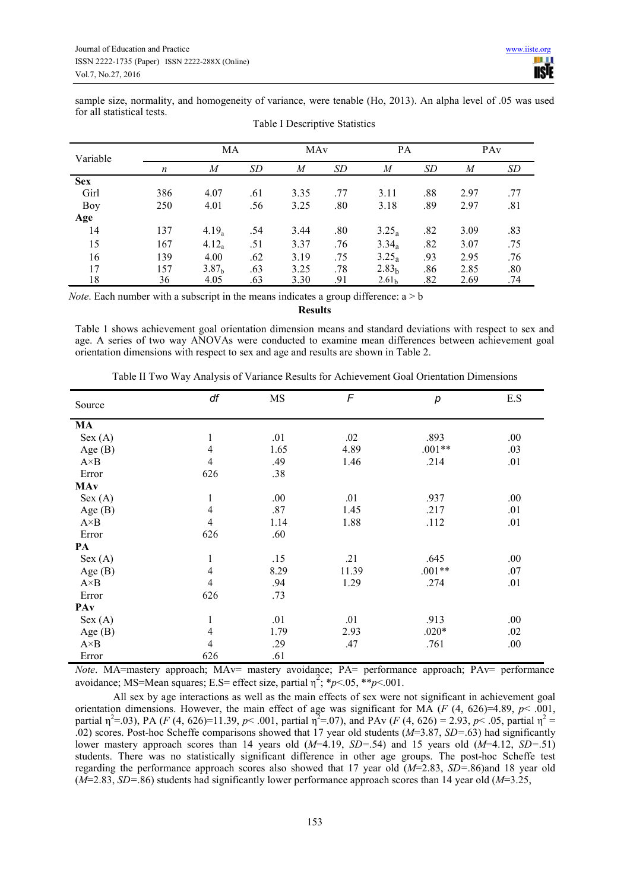sample size, normality, and homogeneity of variance, were tenable (Ho, 2013). An alpha level of .05 was used for all statistical tests.

Table I Descriptive Statistics

| Variable | | MA | | MAv | | PA | | PAv | |
|---|---|---|---|---|---|---|---|---|---|
| | *n* | *M* | *SD* | *M* | *SD* | *M* | *SD* | *M* | *SD* |
| **Sex** | | | | | | | | | |
| Girl | 386 | 4.07 | .61 | 3.35 | .77 | 3.11 | .88 | 2.97 | .77 |
| Boy | 250 | 4.01 | .56 | 3.25 | .80 | 3.18 | .89 | 2.97 | .81 |
| **Age** | | | | | | | | | |
| 14 | 137 | $4.19_a$ | .54 | 3.44 | .80 | $3.25_a$ | .82 | 3.09 | .83 |
| 15 | 167 | $4.12_a$ | .51 | 3.37 | .76 | $3.34_a$ | .82 | 3.07 | .75 |
| 16 | 139 | 4.00 | .62 | 3.19 | .75 | $3.25_a$ | .93 | 2.95 | .76 |
| 17 | 157 | $3.87_b$ | .63 | 3.25 | .78 | $2.83_b$ | .86 | 2.85 | .80 |
| 18 | 36 | 4.05 | .63 | 3.30 | .91 | $2.61_b$ | .82 | 2.69 | .74 |

*Note*. Each number with a subscript in the means indicates a group difference: a > b

**Results**

Table 1 shows achievement goal orientation dimension means and standard deviations with respect to sex and age. A series of two way ANOVAs were conducted to examine mean differences between achievement goal orientation dimensions with respect to sex and age and results are shown in Table 2.

Table II Two Way Analysis of Variance Results for Achievement Goal Orientation Dimensions

| Source | *df* | MS | *F* | *p* | E.S |
|---|---|---|---|---|---|
| **MA** | | | | | |
| Sex (A) | 1 | .01 | .02 | .893 | .00 |
| Age (B) | 4 | 1.65 | 4.89 | .001** | .03 |
| A×B | 4 | .49 | 1.46 | .214 | .01 |
| Error | 626 | .38 | | | |
| **MAv** | | | | | |
| Sex (A) | 1 | .00 | .01 | .937 | .00 |
| Age (B) | 4 | .87 | 1.45 | .217 | .01 |
| A×B | 4 | 1.14 | 1.88 | .112 | .01 |
| Error | 626 | .60 | | | |
| **PA** | | | | | |
| Sex (A) | 1 | .15 | .21 | .645 | .00 |
| Age (B) | 4 | 8.29 | 11.39 | .001** | .07 |
| A×B | 4 | .94 | 1.29 | .274 | .01 |
| Error | 626 | .73 | | | |
| **PAv** | | | | | |
| Sex (A) | 1 | .01 | .01 | .913 | .00 |
| Age (B) | 4 | 1.79 | 2.93 | .020* | .02 |
| A×B | 4 | .29 | .47 | .761 | .00 |
| Error | 626 | .61 | | | |

*Note*. MA=mastery approach; MAv= mastery avoidance; PA= performance approach; PAv= performance avoidance; MS=Mean squares; E.S= effect size, partial $\eta^2$; \**p*<.05, \*\**p*<.001.

All sex by age interactions as well as the main effects of sex were not significant in achievement goal orientation dimensions. However, the main effect of age was significant for MA ($F$ (4, 626)=4.89, $p<$ .001, partial $\eta^2$=.03), PA ($F$ (4, 626)=11.39, $p<$ .001, partial $\eta^2$=.07), and PAv ($F$ (4, 626) = 2.93, $p<$ .05, partial $\eta^2$ = .02) scores. Post-hoc Scheffe comparisons showed that 17 year old students ($M$=3.87, $SD$=.63) had significantly lower mastery approach scores than 14 years old ($M$=4.19, $SD$=.54) and 15 years old ($M$=4.12, $SD$=.51) students. There was no statistically significant difference in other age groups. The post-hoc Scheffe test regarding the performance approach scores also showed that 17 year old ($M$=2.83, $SD$=.86)and 18 year old ($M$=2.83, $SD$=.86) students had significantly lower performance approach scores than 14 year old ($M$=3.25,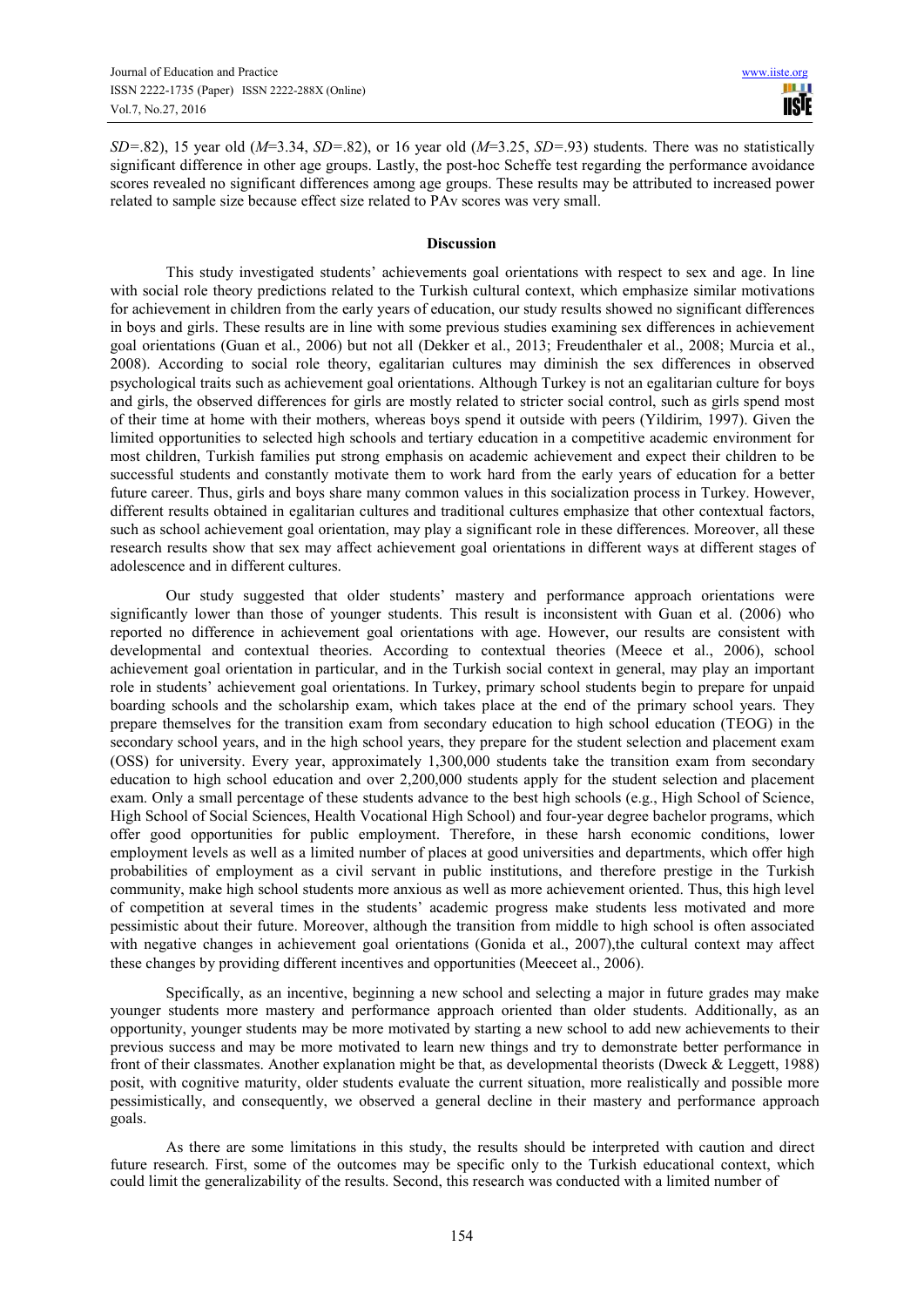*SD*=.82), 15 year old (*M*=3.34, *SD*=.82), or 16 year old (*M*=3.25, *SD*=.93) students. There was no statistically significant difference in other age groups. Lastly, the post-hoc Scheffe test regarding the performance avoidance scores revealed no significant differences among age groups. These results may be attributed to increased power related to sample size because effect size related to PAv scores was very small.

## Discussion

This study investigated students' achievements goal orientations with respect to sex and age. In line with social role theory predictions related to the Turkish cultural context, which emphasize similar motivations for achievement in children from the early years of education, our study results showed no significant differences in boys and girls. These results are in line with some previous studies examining sex differences in achievement goal orientations (Guan et al., 2006) but not all (Dekker et al., 2013; Freudenthaler et al., 2008; Murcia et al., 2008). According to social role theory, egalitarian cultures may diminish the sex differences in observed psychological traits such as achievement goal orientations. Although Turkey is not an egalitarian culture for boys and girls, the observed differences for girls are mostly related to stricter social control, such as girls spend most of their time at home with their mothers, whereas boys spend it outside with peers (Yildirim, 1997). Given the limited opportunities to selected high schools and tertiary education in a competitive academic environment for most children, Turkish families put strong emphasis on academic achievement and expect their children to be successful students and constantly motivate them to work hard from the early years of education for a better future career. Thus, girls and boys share many common values in this socialization process in Turkey. However, different results obtained in egalitarian cultures and traditional cultures emphasize that other contextual factors, such as school achievement goal orientation, may play a significant role in these differences. Moreover, all these research results show that sex may affect achievement goal orientations in different ways at different stages of adolescence and in different cultures.

Our study suggested that older students' mastery and performance approach orientations were significantly lower than those of younger students. This result is inconsistent with Guan et al. (2006) who reported no difference in achievement goal orientations with age. However, our results are consistent with developmental and contextual theories. According to contextual theories (Meece et al., 2006), school achievement goal orientation in particular, and in the Turkish social context in general, may play an important role in students' achievement goal orientations. In Turkey, primary school students begin to prepare for unpaid boarding schools and the scholarship exam, which takes place at the end of the primary school years. They prepare themselves for the transition exam from secondary education to high school education (TEOG) in the secondary school years, and in the high school years, they prepare for the student selection and placement exam (OSS) for university. Every year, approximately 1,300,000 students take the transition exam from secondary education to high school education and over 2,200,000 students apply for the student selection and placement exam. Only a small percentage of these students advance to the best high schools (e.g., High School of Science, High School of Social Sciences, Health Vocational High School) and four-year degree bachelor programs, which offer good opportunities for public employment. Therefore, in these harsh economic conditions, lower employment levels as well as a limited number of places at good universities and departments, which offer high probabilities of employment as a civil servant in public institutions, and therefore prestige in the Turkish community, make high school students more anxious as well as more achievement oriented. Thus, this high level of competition at several times in the students' academic progress make students less motivated and more pessimistic about their future. Moreover, although the transition from middle to high school is often associated with negative changes in achievement goal orientations (Gonida et al., 2007),the cultural context may affect these changes by providing different incentives and opportunities (Meeceet al., 2006).

Specifically, as an incentive, beginning a new school and selecting a major in future grades may make younger students more mastery and performance approach oriented than older students. Additionally, as an opportunity, younger students may be more motivated by starting a new school to add new achievements to their previous success and may be more motivated to learn new things and try to demonstrate better performance in front of their classmates. Another explanation might be that, as developmental theorists (Dweck & Leggett, 1988) posit, with cognitive maturity, older students evaluate the current situation, more realistically and possible more pessimistically, and consequently, we observed a general decline in their mastery and performance approach goals.

As there are some limitations in this study, the results should be interpreted with caution and direct future research. First, some of the outcomes may be specific only to the Turkish educational context, which could limit the generalizability of the results. Second, this research was conducted with a limited number of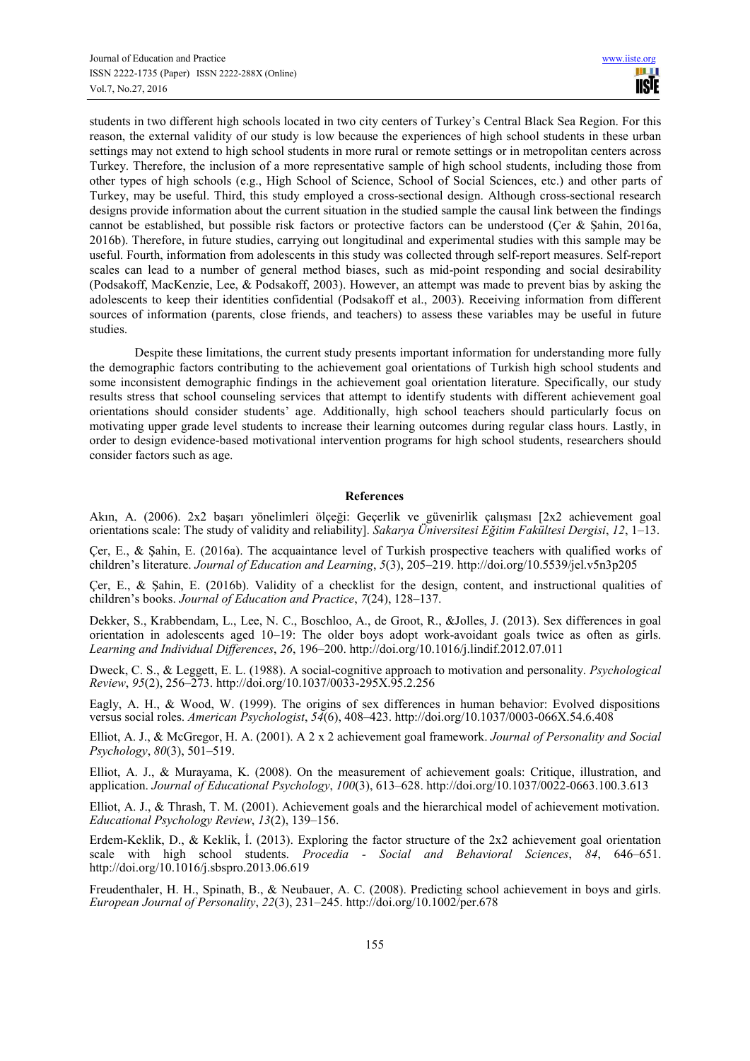students in two different high schools located in two city centers of Turkey's Central Black Sea Region. For this reason, the external validity of our study is low because the experiences of high school students in these urban settings may not extend to high school students in more rural or remote settings or in metropolitan centers across Turkey. Therefore, the inclusion of a more representative sample of high school students, including those from other types of high schools (e.g., High School of Science, School of Social Sciences, etc.) and other parts of Turkey, may be useful. Third, this study employed a cross-sectional design. Although cross-sectional research designs provide information about the current situation in the studied sample the causal link between the findings cannot be established, but possible risk factors or protective factors can be understood (Çer & Şahin, 2016a, 2016b). Therefore, in future studies, carrying out longitudinal and experimental studies with this sample may be useful. Fourth, information from adolescents in this study was collected through self-report measures. Self-report scales can lead to a number of general method biases, such as mid-point responding and social desirability (Podsakoff, MacKenzie, Lee, & Podsakoff, 2003). However, an attempt was made to prevent bias by asking the adolescents to keep their identities confidential (Podsakoff et al., 2003). Receiving information from different sources of information (parents, close friends, and teachers) to assess these variables may be useful in future studies.

Despite these limitations, the current study presents important information for understanding more fully the demographic factors contributing to the achievement goal orientations of Turkish high school students and some inconsistent demographic findings in the achievement goal orientation literature. Specifically, our study results stress that school counseling services that attempt to identify students with different achievement goal orientations should consider students' age. Additionally, high school teachers should particularly focus on motivating upper grade level students to increase their learning outcomes during regular class hours. Lastly, in order to design evidence-based motivational intervention programs for high school students, researchers should consider factors such as age.

## References

Akın, A. (2006). 2x2 başarı yönelimleri ölçeği: Geçerlik ve güvenirlik çalışması [2x2 achievement goal orientations scale: The study of validity and reliability]. *Sakarya Üniversitesi Eğitim Fakültesi Dergisi*, *12*, 1–13.

Çer, E., & Şahin, E. (2016a). The acquaintance level of Turkish prospective teachers with qualified works of children's literature. *Journal of Education and Learning*, *5*(3), 205–219. http://doi.org/10.5539/jel.v5n3p205

Çer, E., & Şahin, E. (2016b). Validity of a checklist for the design, content, and instructional qualities of children's books. *Journal of Education and Practice*, *7*(24), 128–137.

Dekker, S., Krabbendam, L., Lee, N. C., Boschloo, A., de Groot, R., &Jolles, J. (2013). Sex differences in goal orientation in adolescents aged 10–19: The older boys adopt work-avoidant goals twice as often as girls. *Learning and Individual Differences*, *26*, 196–200. http://doi.org/10.1016/j.lindif.2012.07.011

Dweck, C. S., & Leggett, E. L. (1988). A social-cognitive approach to motivation and personality. *Psychological Review*, *95*(2), 256–273. http://doi.org/10.1037/0033-295X.95.2.256

Eagly, A. H., & Wood, W. (1999). The origins of sex differences in human behavior: Evolved dispositions versus social roles. *American Psychologist*, *54*(6), 408–423. http://doi.org/10.1037/0003-066X.54.6.408

Elliot, A. J., & McGregor, H. A. (2001). A 2 x 2 achievement goal framework. *Journal of Personality and Social Psychology*, *80*(3), 501–519.

Elliot, A. J., & Murayama, K. (2008). On the measurement of achievement goals: Critique, illustration, and application. *Journal of Educational Psychology*, *100*(3), 613–628. http://doi.org/10.1037/0022-0663.100.3.613

Elliot, A. J., & Thrash, T. M. (2001). Achievement goals and the hierarchical model of achievement motivation. *Educational Psychology Review*, *13*(2), 139–156.

Erdem-Keklik, D., & Keklik, İ. (2013). Exploring the factor structure of the 2x2 achievement goal orientation scale with high school students. *Procedia - Social and Behavioral Sciences*, *84*, 646–651. http://doi.org/10.1016/j.sbspro.2013.06.619

Freudenthaler, H. H., Spinath, B., & Neubauer, A. C. (2008). Predicting school achievement in boys and girls. *European Journal of Personality*, *22*(3), 231–245. http://doi.org/10.1002/per.678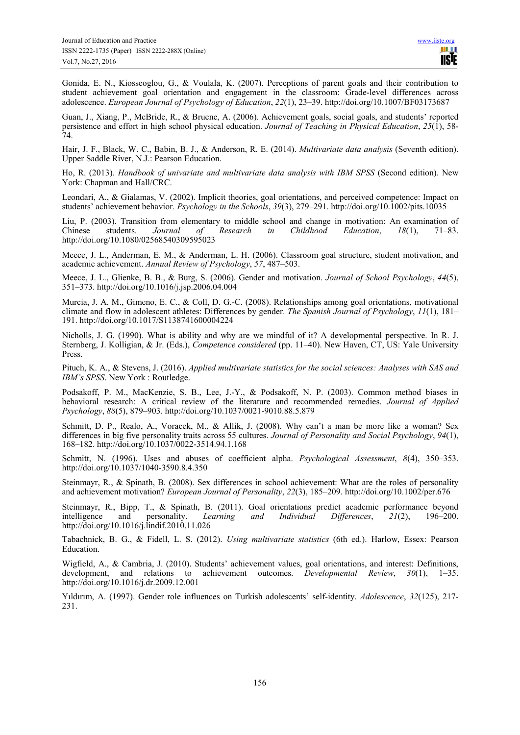Gonida, E. N., Kiosseoglou, G., & Voulala, K. (2007). Perceptions of parent goals and their contribution to student achievement goal orientation and engagement in the classroom: Grade-level differences across adolescence. *European Journal of Psychology of Education*, *22*(1), 23–39. http://doi.org/10.1007/BF03173687

Guan, J., Xiang, P., McBride, R., & Bruene, A. (2006). Achievement goals, social goals, and students' reported persistence and effort in high school physical education. *Journal of Teaching in Physical Education*, *25*(1), 58-74.

Hair, J. F., Black, W. C., Babin, B. J., & Anderson, R. E. (2014). *Multivariate data analysis* (Seventh edition). Upper Saddle River, N.J.: Pearson Education.

Ho, R. (2013). *Handbook of univariate and multivariate data analysis with IBM SPSS* (Second edition). New York: Chapman and Hall/CRC.

Leondari, A., & Gialamas, V. (2002). Implicit theories, goal orientations, and perceived competence: Impact on students' achievement behavior. *Psychology in the Schools*, *39*(3), 279–291. http://doi.org/10.1002/pits.10035

Liu, P. (2003). Transition from elementary to middle school and change in motivation: An examination of Chinese students. *Journal of Research in Childhood Education*, *18*(1), 71–83. http://doi.org/10.1080/02568540309595023

Meece, J. L., Anderman, E. M., & Anderman, L. H. (2006). Classroom goal structure, student motivation, and academic achievement. *Annual Review of Psychology*, *57*, 487–503.

Meece, J. L., Glienke, B. B., & Burg, S. (2006). Gender and motivation. *Journal of School Psychology*, *44*(5), 351–373. http://doi.org/10.1016/j.jsp.2006.04.004

Murcia, J. A. M., Gimeno, E. C., & Coll, D. G.-C. (2008). Relationships among goal orientations, motivational climate and flow in adolescent athletes: Differences by gender. *The Spanish Journal of Psychology*, *11*(1), 181–191. http://doi.org/10.1017/S1138741600004224

Nicholls, J. G. (1990). What is ability and why are we mindful of it? A developmental perspective. In R. J. Sternberg, J. Kolligian, & Jr. (Eds.), *Competence considered* (pp. 11–40). New Haven, CT, US: Yale University Press.

Pituch, K. A., & Stevens, J. (2016). *Applied multivariate statistics for the social sciences: Analyses with SAS and IBM's SPSS*. New York : Routledge.

Podsakoff, P. M., MacKenzie, S. B., Lee, J.-Y., & Podsakoff, N. P. (2003). Common method biases in behavioral research: A critical review of the literature and recommended remedies. *Journal of Applied Psychology*, *88*(5), 879–903. http://doi.org/10.1037/0021-9010.88.5.879

Schmitt, D. P., Realo, A., Voracek, M., & Allik, J. (2008). Why can't a man be more like a woman? Sex differences in big five personality traits across 55 cultures. *Journal of Personality and Social Psychology*, *94*(1), 168–182. http://doi.org/10.1037/0022-3514.94.1.168

Schmitt, N. (1996). Uses and abuses of coefficient alpha. *Psychological Assessment*, *8*(4), 350–353. http://doi.org/10.1037/1040-3590.8.4.350

Steinmayr, R., & Spinath, B. (2008). Sex differences in school achievement: What are the roles of personality and achievement motivation? *European Journal of Personality*, *22*(3), 185–209. http://doi.org/10.1002/per.676

Steinmayr, R., Bipp, T., & Spinath, B. (2011). Goal orientations predict academic performance beyond intelligence and personality. *Learning and Individual Differences*, *21*(2), 196–200. http://doi.org/10.1016/j.lindif.2010.11.026

Tabachnick, B. G., & Fidell, L. S. (2012). *Using multivariate statistics* (6th ed.). Harlow, Essex: Pearson Education.

Wigfield, A., & Cambria, J. (2010). Students' achievement values, goal orientations, and interest: Definitions, development, and relations to achievement outcomes. *Developmental Review*, *30*(1), 1–35. http://doi.org/10.1016/j.dr.2009.12.001

Yıldırım, A. (1997). Gender role influences on Turkish adolescents' self-identity. *Adolescence*, *32*(125), 217-231.